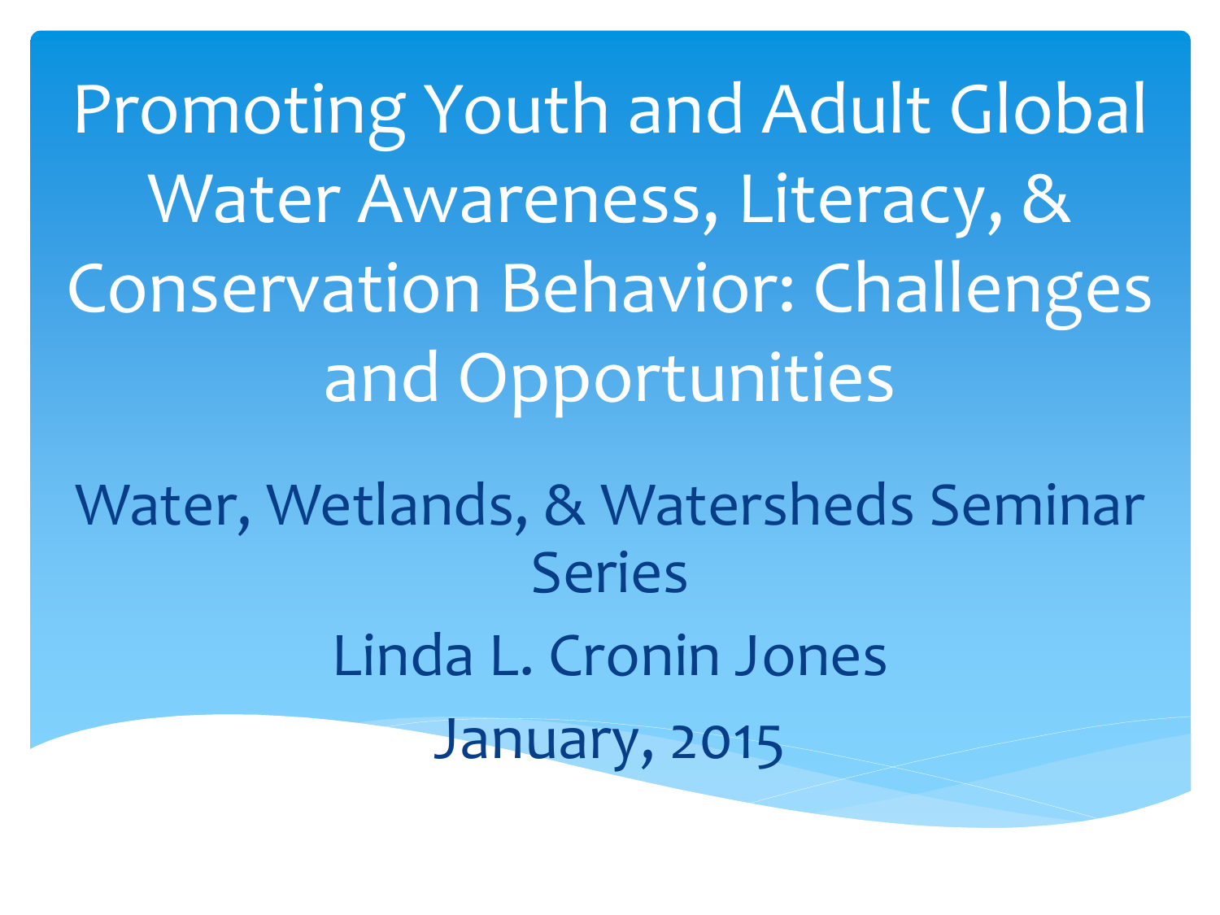# Promoting Youth and Adult Global Water Awareness, Literacy, & Conservation Behavior: Challenges and Opportunities

Water, Wetlands, & Watersheds Seminar Series

Linda L. Cronin Jones

January, 2015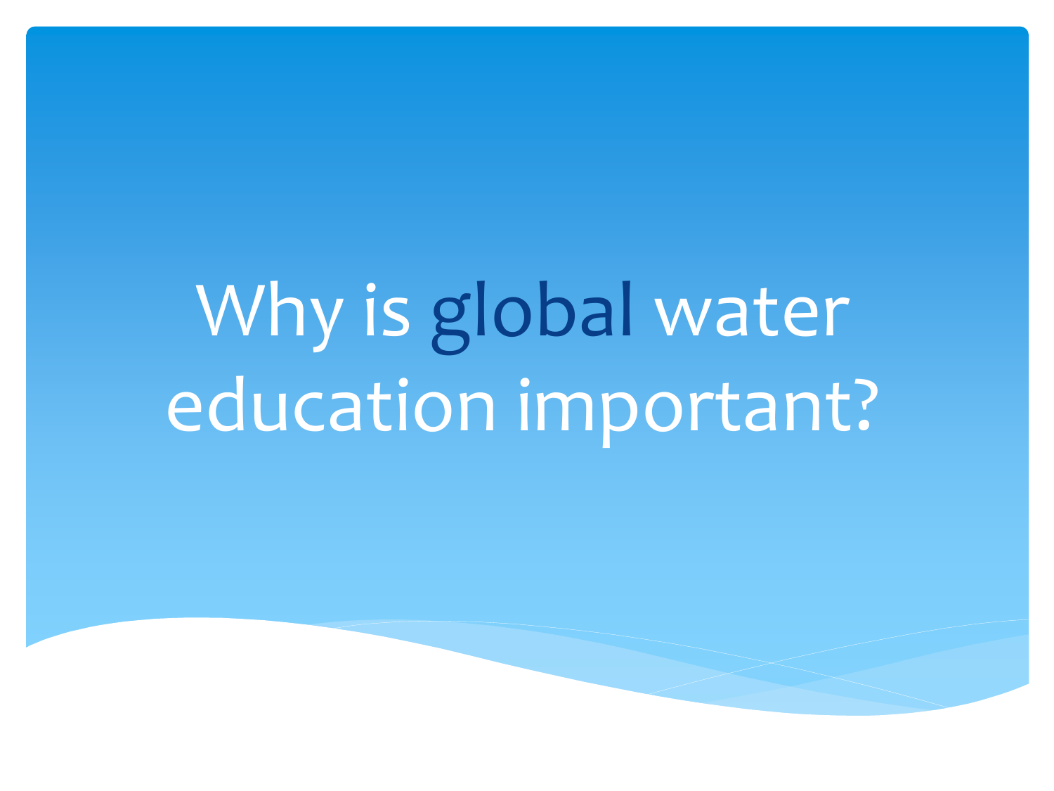# Why is global water education important?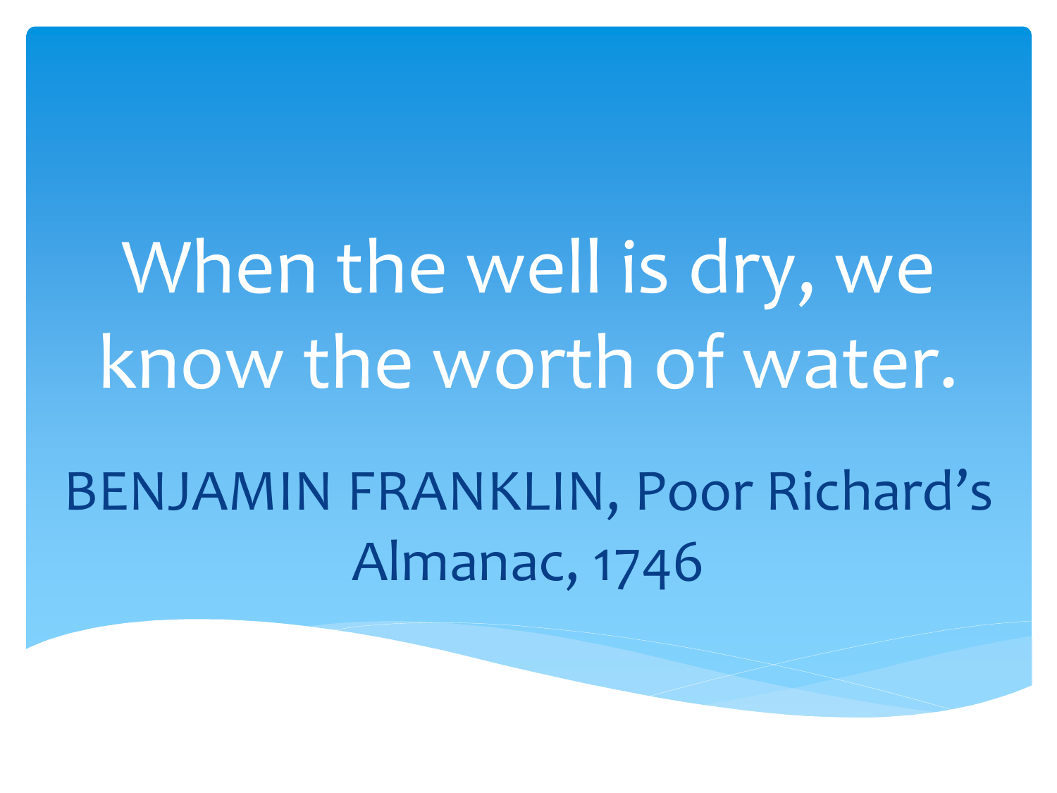# When the well is dry, we know the worth of water.

BENJAMIN FRANKLIN, Poor Richard's Almanac, 1746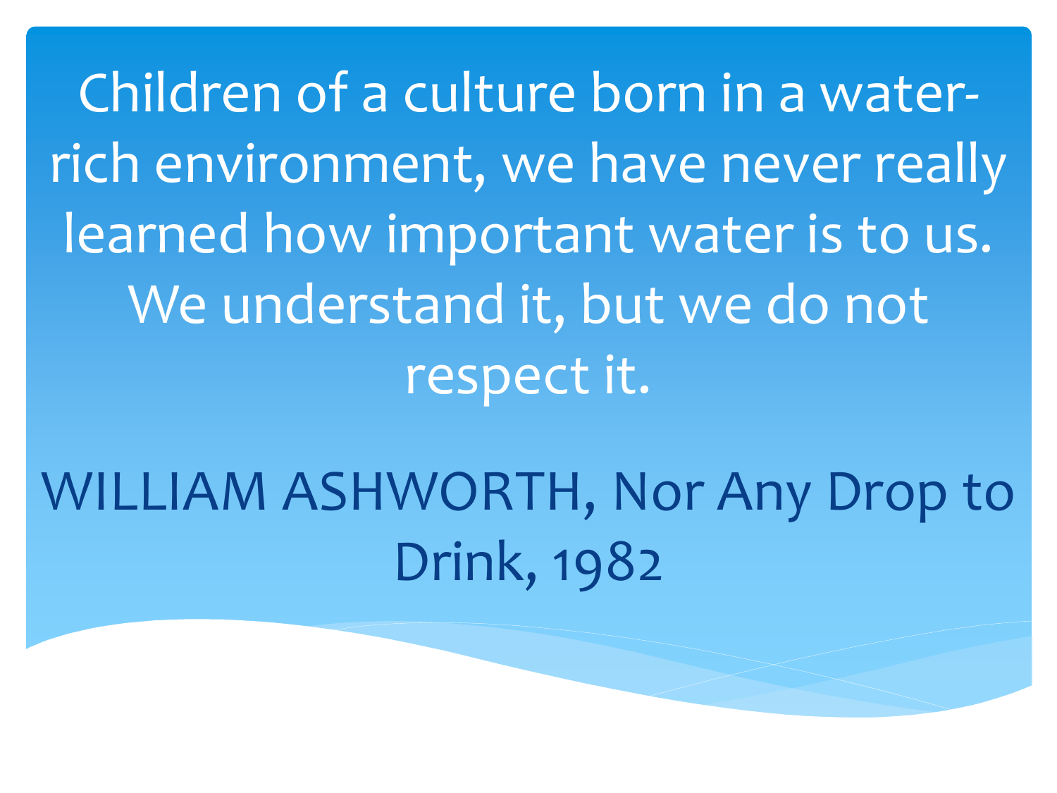Children of a culture born in a water-rich environment, we have never really learned how important water is to us. We understand it, but we do not respect it.

WILLIAM ASHWORTH, Nor Any Drop to Drink, 1982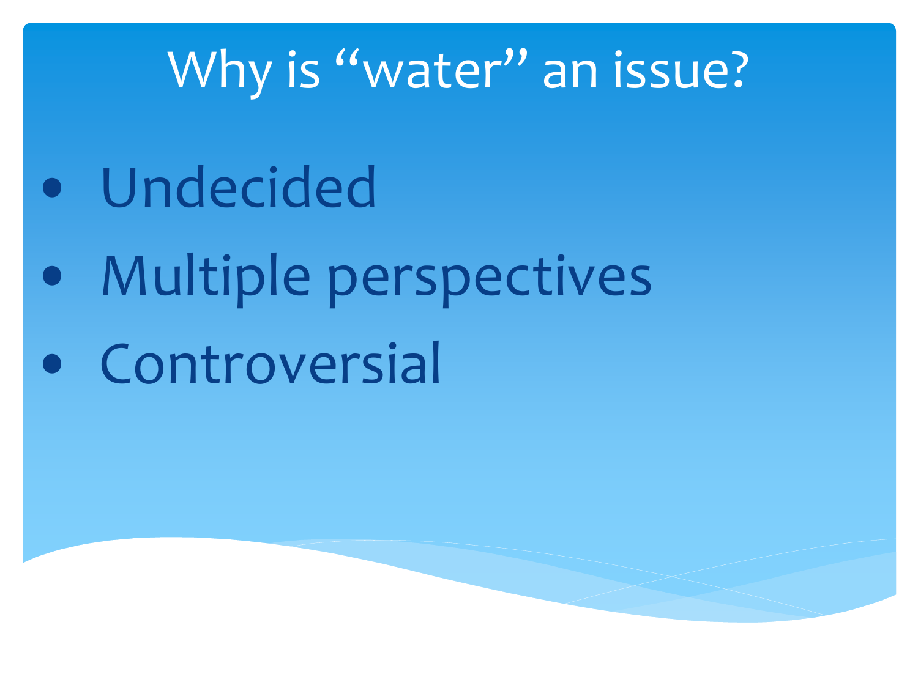# Why is “water” an issue?

- Undecided
- Multiple perspectives
- Controversial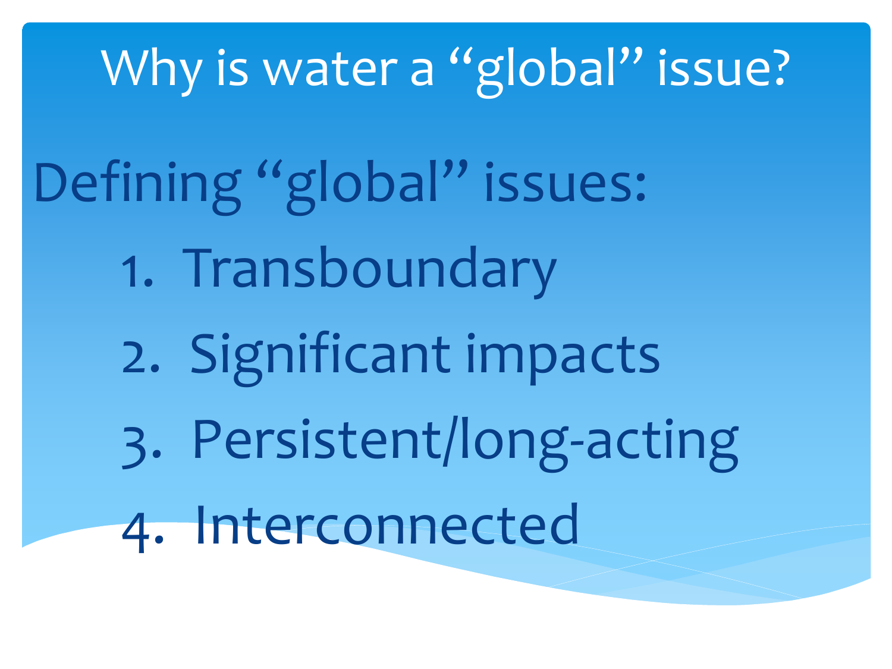# Why is water a "global" issue?

## Defining "global" issues:

1. Transboundary
2. Significant impacts
3. Persistent/long-acting
4. Interconnected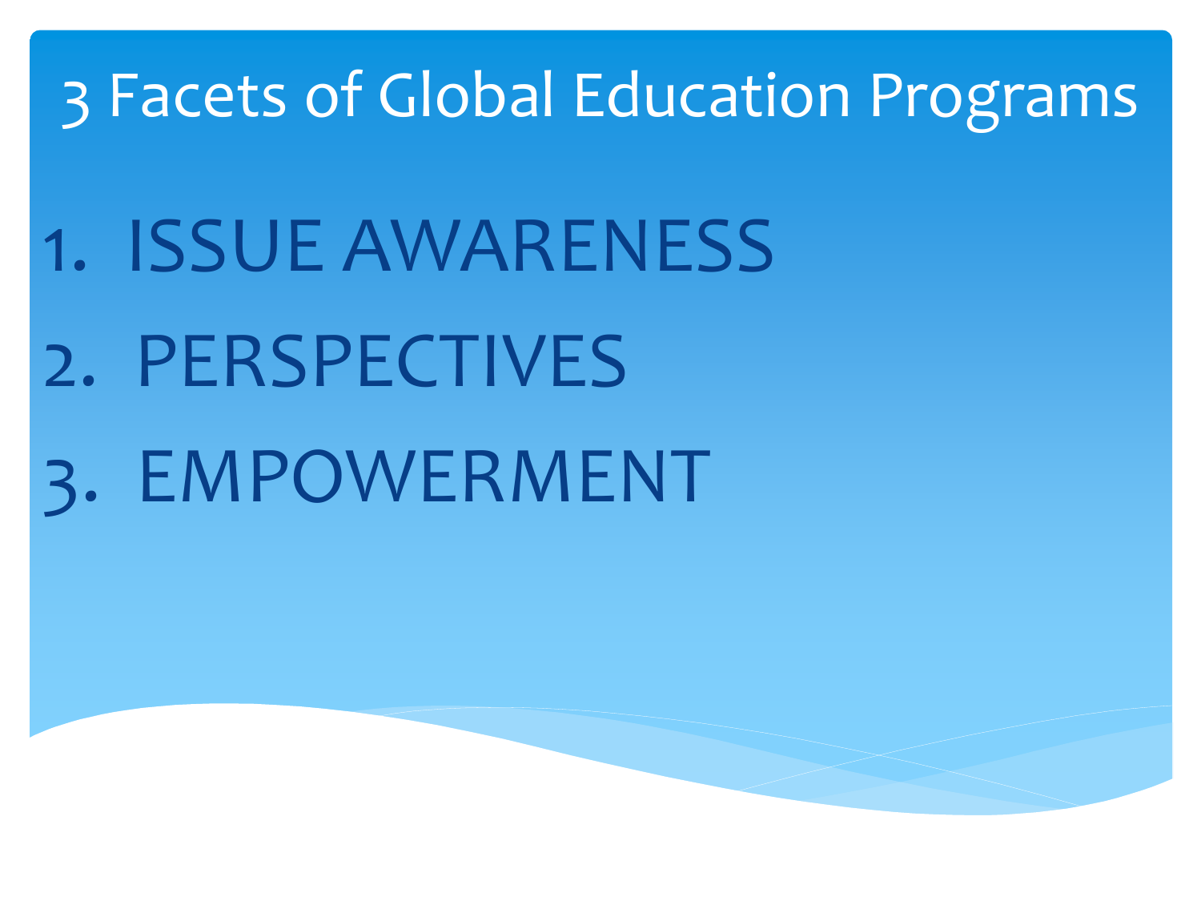# 3 Facets of Global Education Programs

1. ISSUE AWARENESS
2. PERSPECTIVES
3. EMPOWERMENT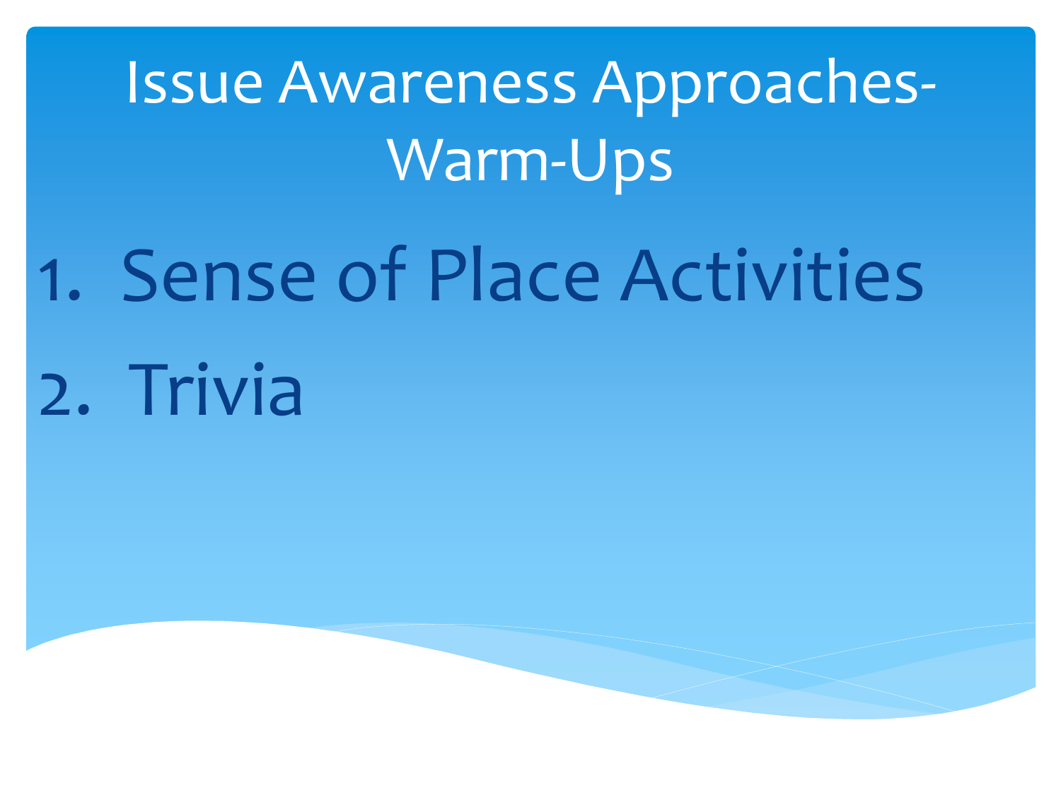# Issue Awareness Approaches- Warm-Ups

1. Sense of Place Activities
2. Trivia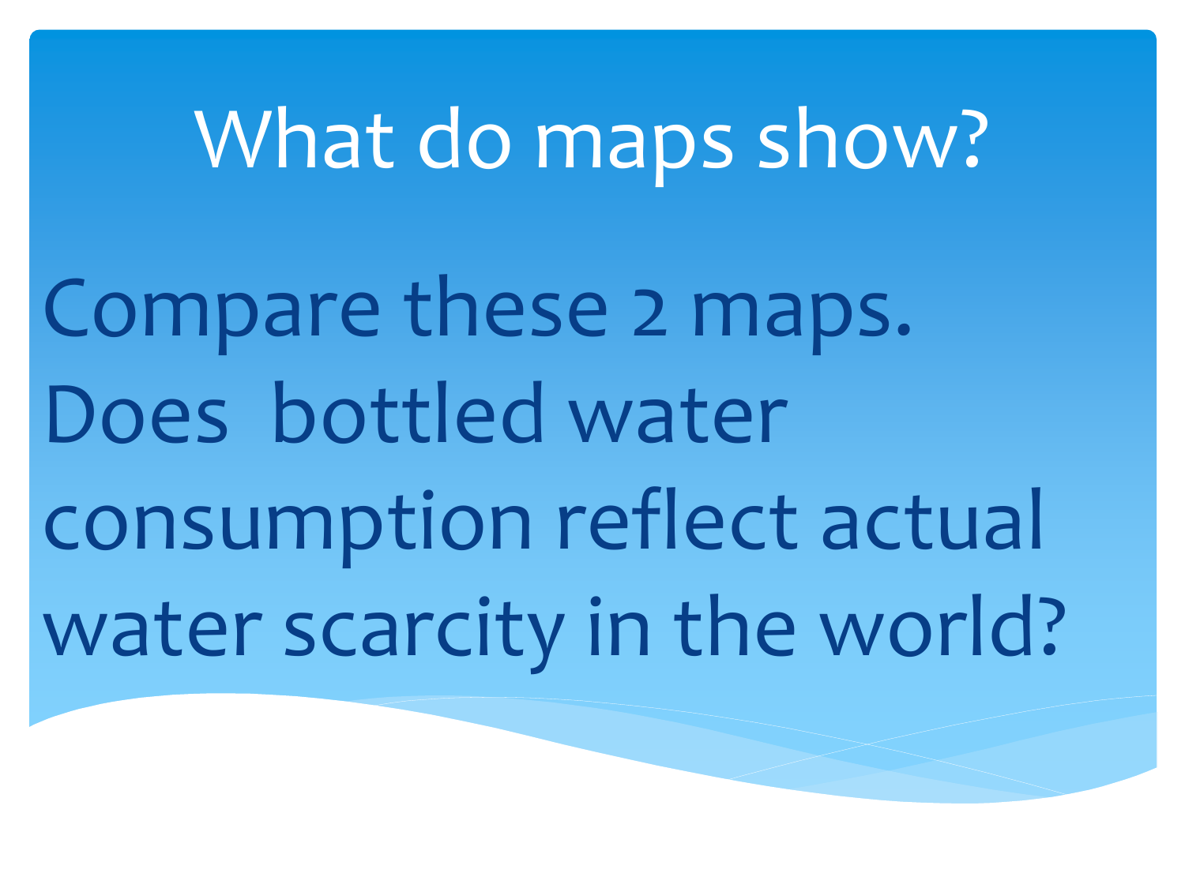# What do maps show?

Compare these 2 maps. Does bottled water consumption reflect actual water scarcity in the world?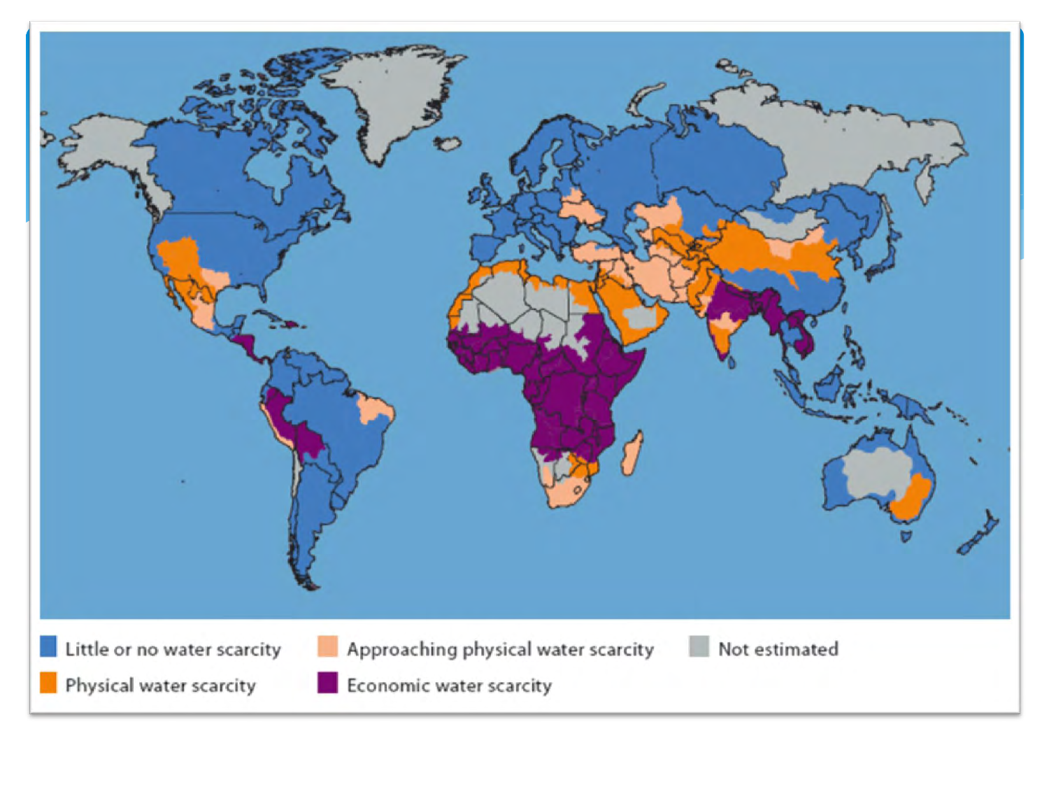- Little or no water scarcity
- Approaching physical water scarcity
- Not estimated
- Physical water scarcity
- Economic water scarcity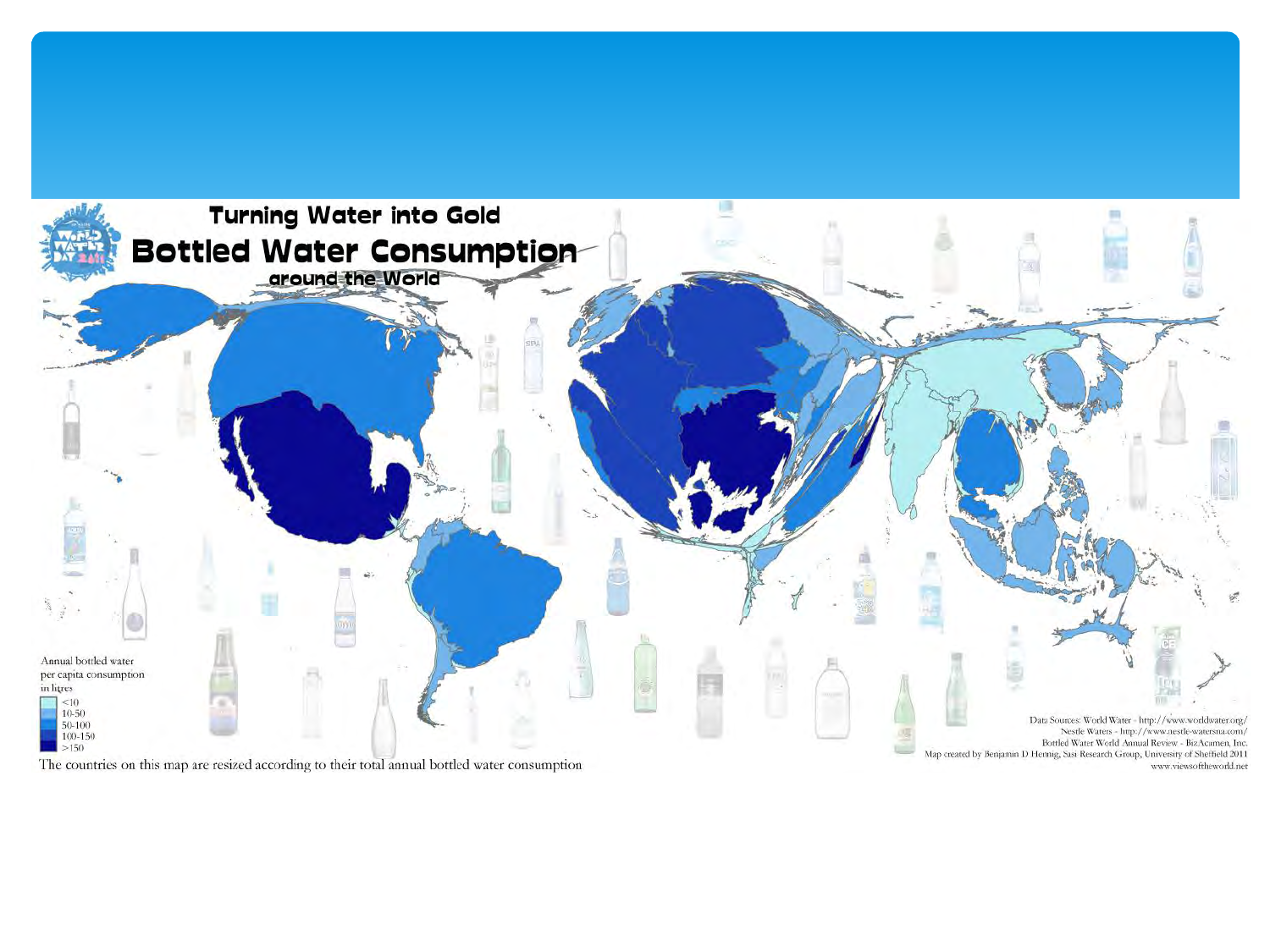# Turning Water into Gold

## Bottled Water Consumption

### around the World

Annual bottled water per capita consumption in litres

- <10
- 10-50
- 50-100
- 100-150
- >150

The countries on this map are resized according to their total annual bottled water consumption

Data Sources: World Water - http://www.worldwater.org/
Nestle Waters - http://www.nestle-watersna.com/
Bottled Water World Annual Review - BizAcumen, Inc.
Map created by Benjamin D Hennig, Sasi Research Group, University of Sheffield 2011
www.viewsoftheworld.net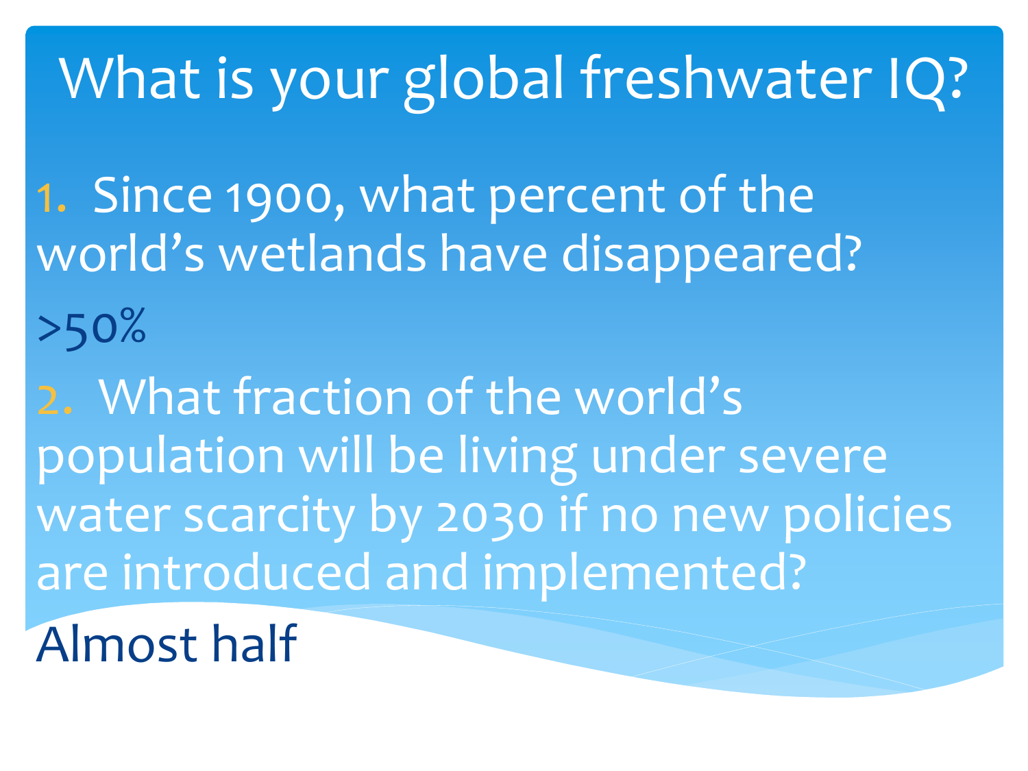# What is your global freshwater IQ?

1. Since 1900, what percent of the world's wetlands have disappeared?

>50%

2. What fraction of the world's population will be living under severe water scarcity by 2030 if no new policies are introduced and implemented?

Almost half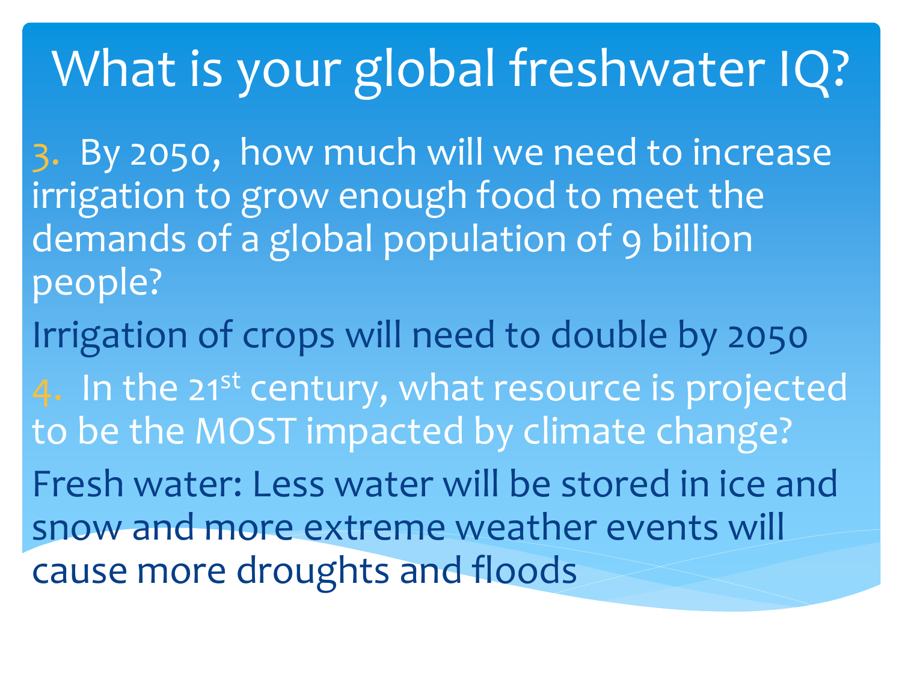# What is your global freshwater IQ?

3. By 2050, how much will we need to increase irrigation to grow enough food to meet the demands of a global population of 9 billion people?

Irrigation of crops will need to double by 2050

4. In the 21st century, what resource is projected to be the MOST impacted by climate change?

Fresh water: Less water will be stored in ice and snow and more extreme weather events will cause more droughts and floods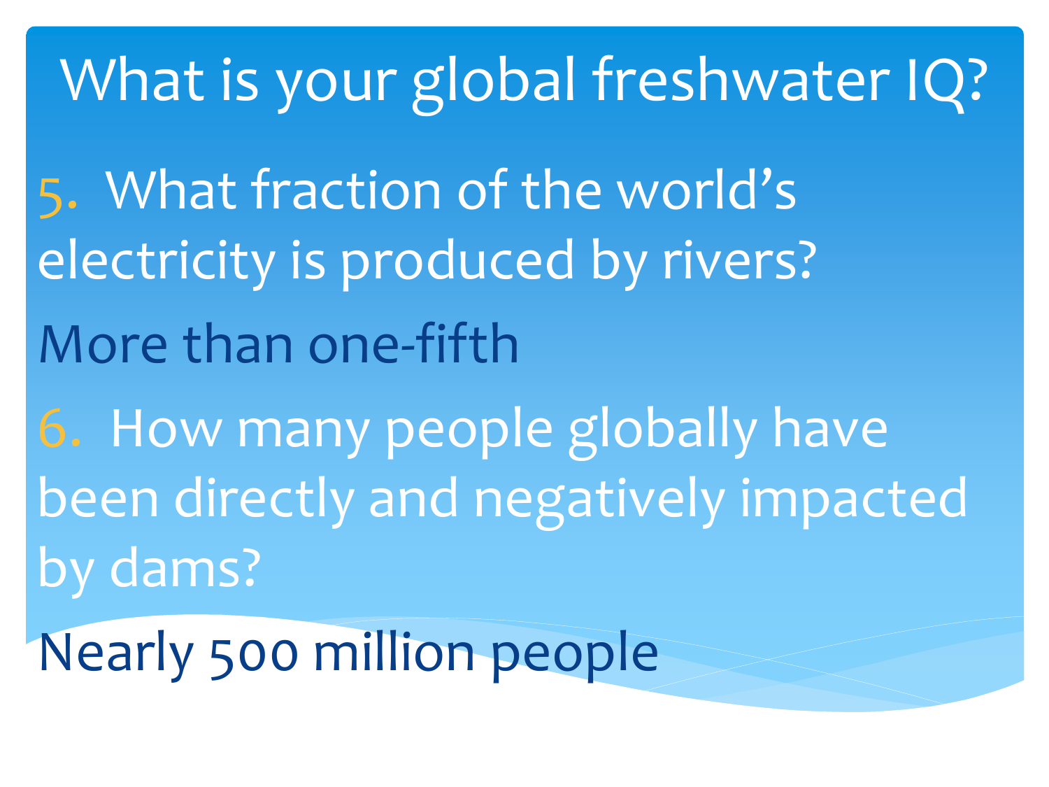# What is your global freshwater IQ?

5. What fraction of the world's electricity is produced by rivers?

More than one-fifth

6. How many people globally have been directly and negatively impacted by dams?

Nearly 500 million people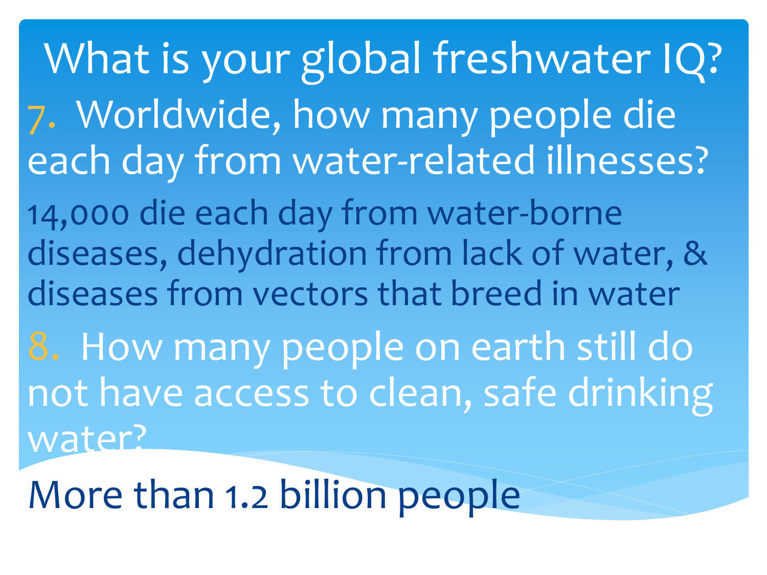# What is your global freshwater IQ?

7. Worldwide, how many people die each day from water-related illnesses?

14,000 die each day from water-borne diseases, dehydration from lack of water, & diseases from vectors that breed in water

8. How many people on earth still do not have access to clean, safe drinking water?

More than 1.2 billion people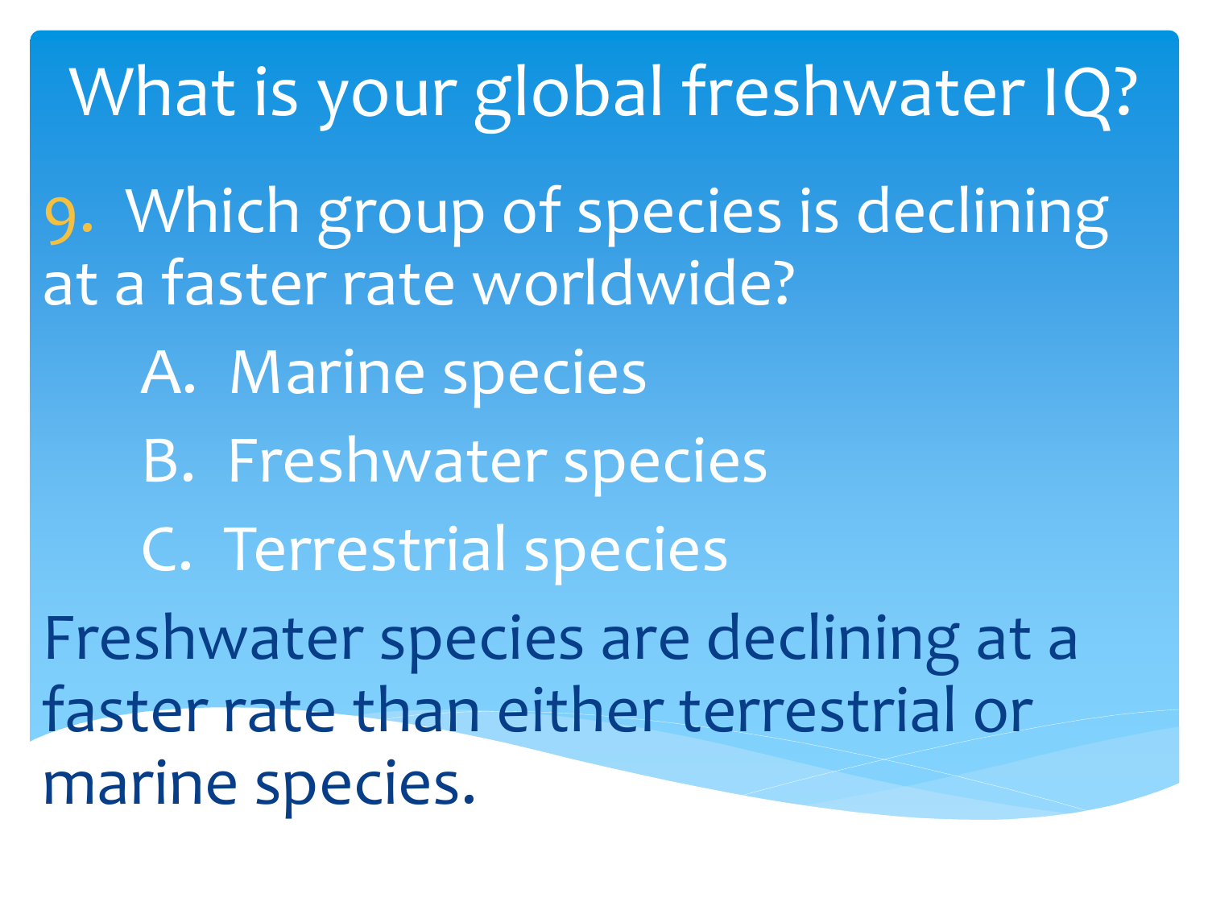# What is your global freshwater IQ?

9. Which group of species is declining at a faster rate worldwide?

A. Marine species

B. Freshwater species

C. Terrestrial species

Freshwater species are declining at a faster rate than either terrestrial or marine species.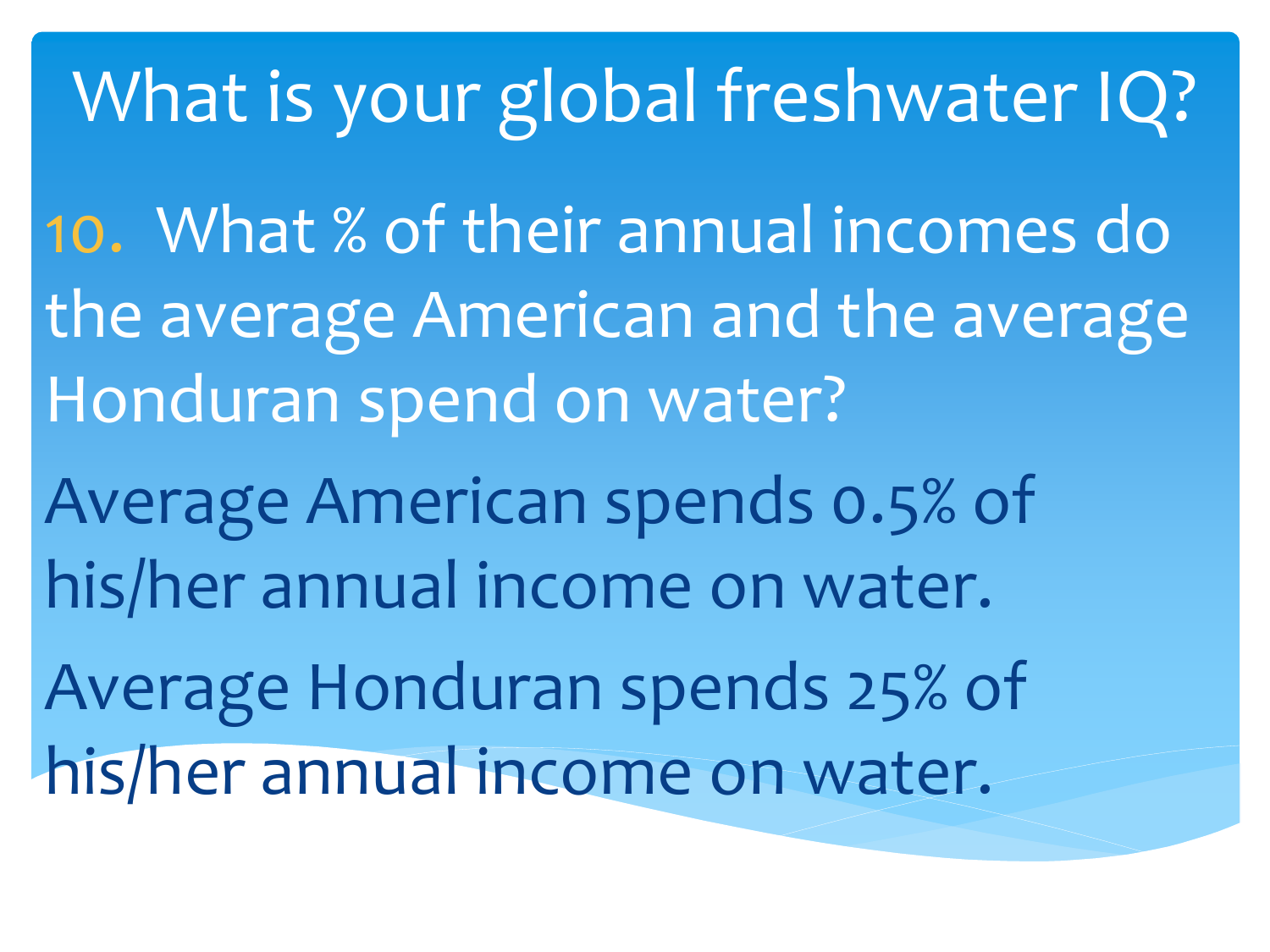# What is your global freshwater IQ?

10. What % of their annual incomes do the average American and the average Honduran spend on water?

Average American spends 0.5% of his/her annual income on water.

Average Honduran spends 25% of his/her annual income on water.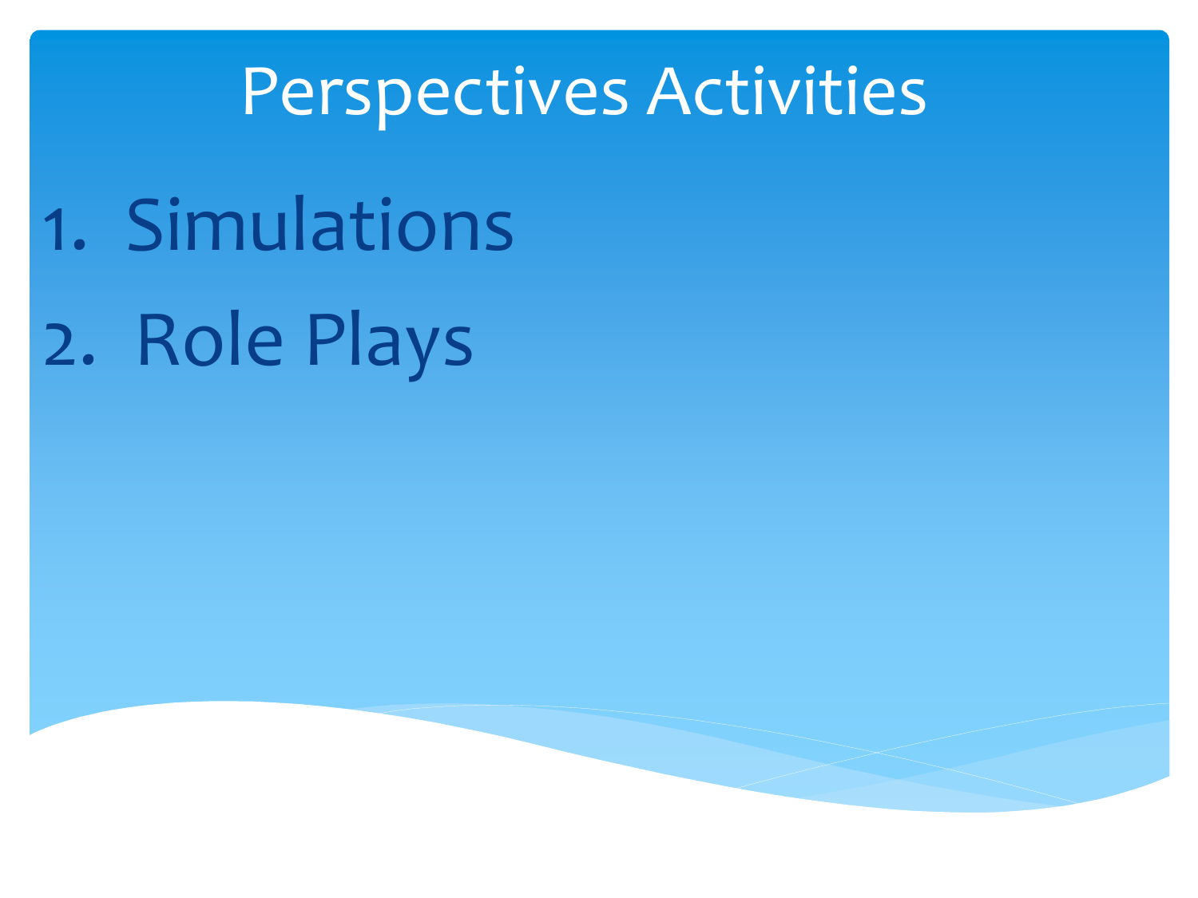# Perspectives Activities

1. Simulations
2. Role Plays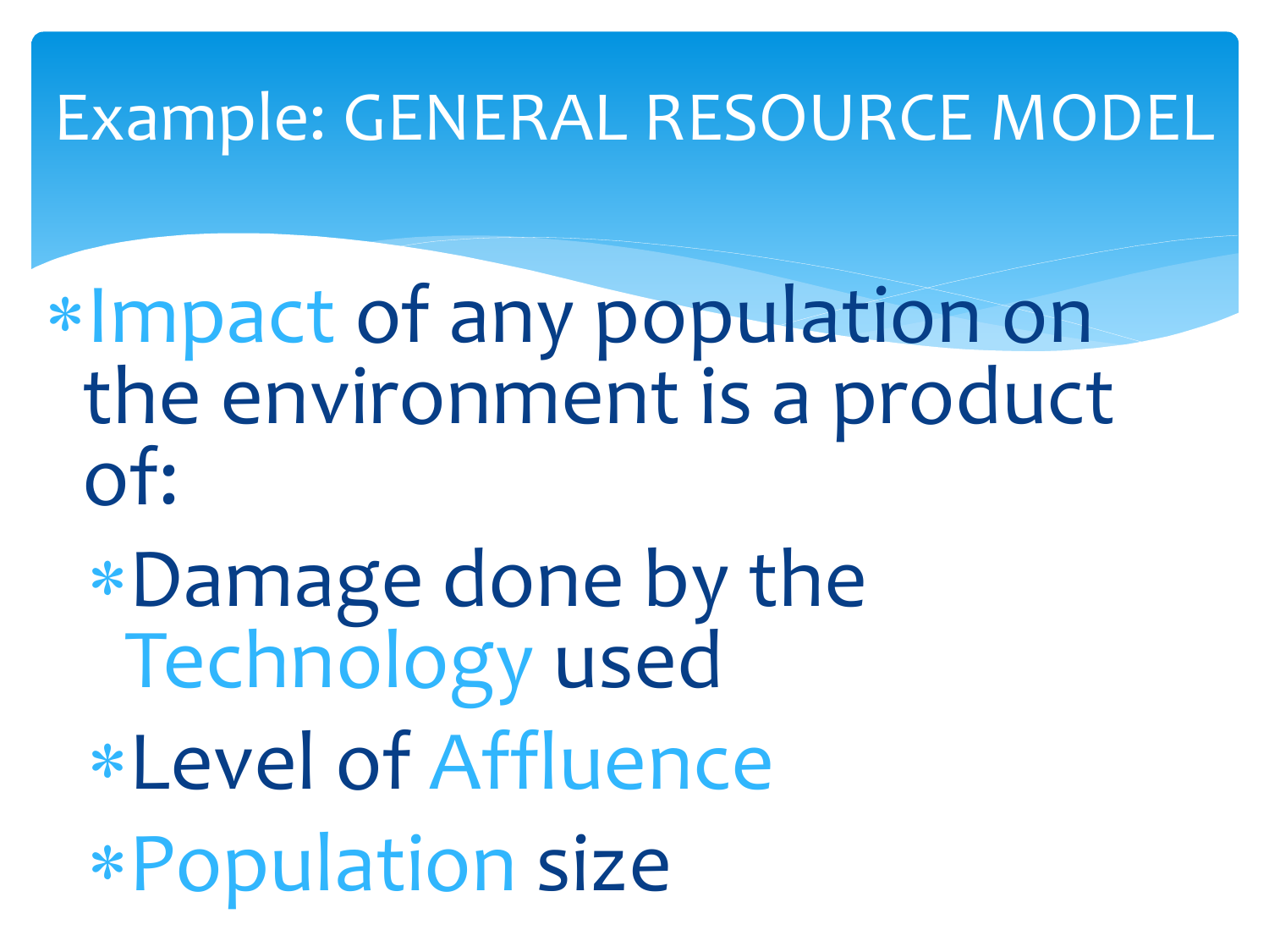# Example: GENERAL RESOURCE MODEL

- Impact of any population on the environment is a product of:
  - Damage done by the Technology used
  - Level of Affluence
  - Population size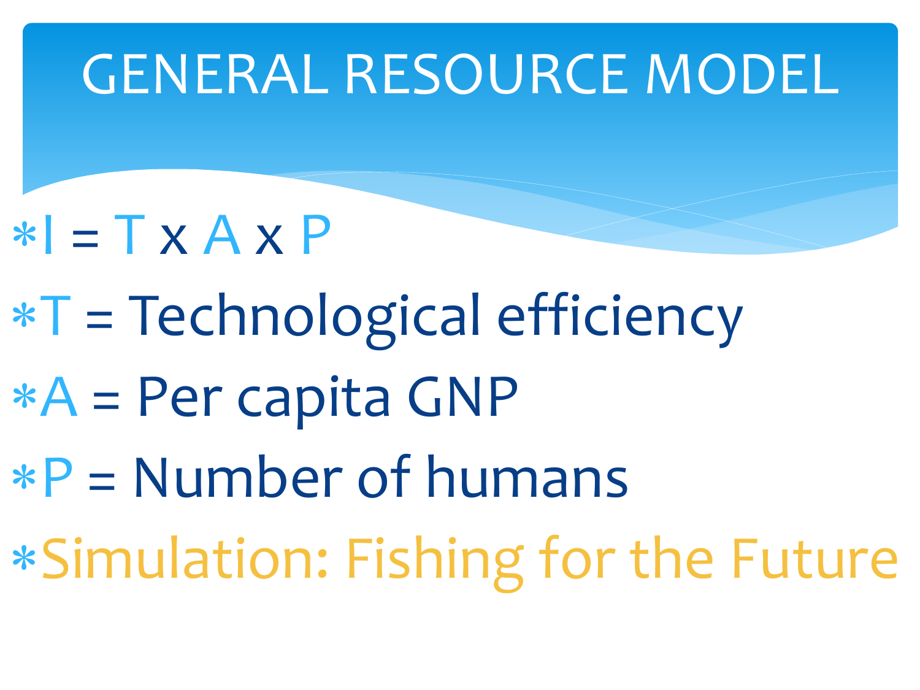# GENERAL RESOURCE MODEL

- $I = T \times A \times P$
- T = Technological efficiency
- A = Per capita GNP
- P = Number of humans
- Simulation: Fishing for the Future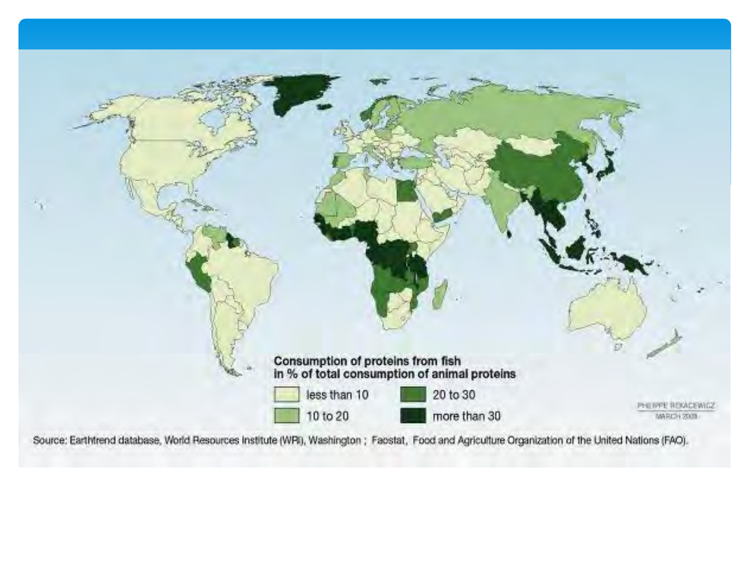Consumption of proteins from fish
in % of total consumption of animal proteins

- less than 10
- 10 to 20
- 20 to 30
- more than 30

PHILIPPE REKACEWICZ
MARCH 2008

Source: Earthtrend database, World Resources Institute (WRI), Washington ; Faostat, Food and Agriculture Organization of the United Nations (FAO).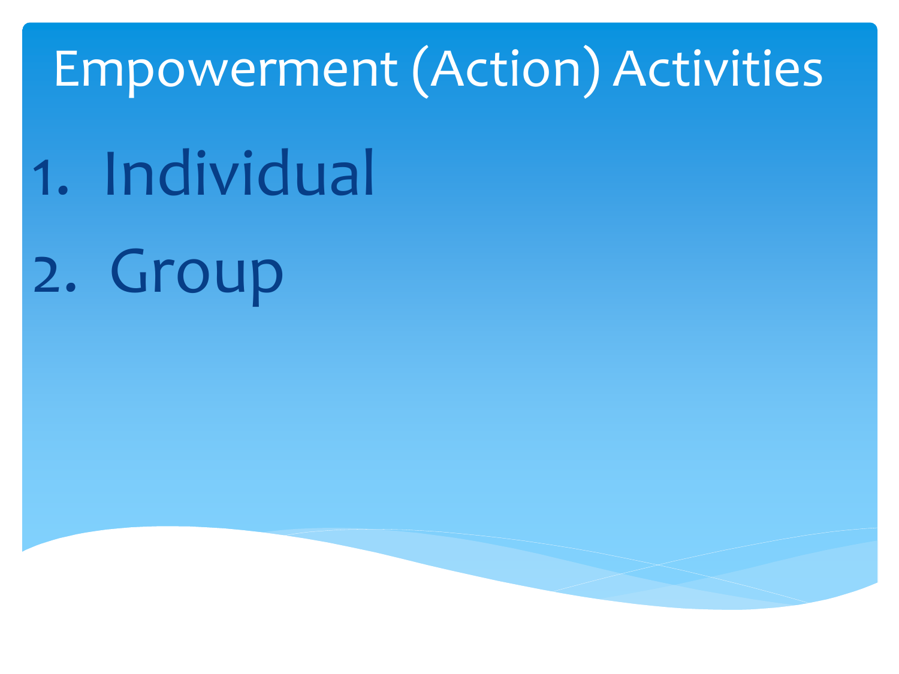# Empowerment (Action) Activities

1. Individual
2. Group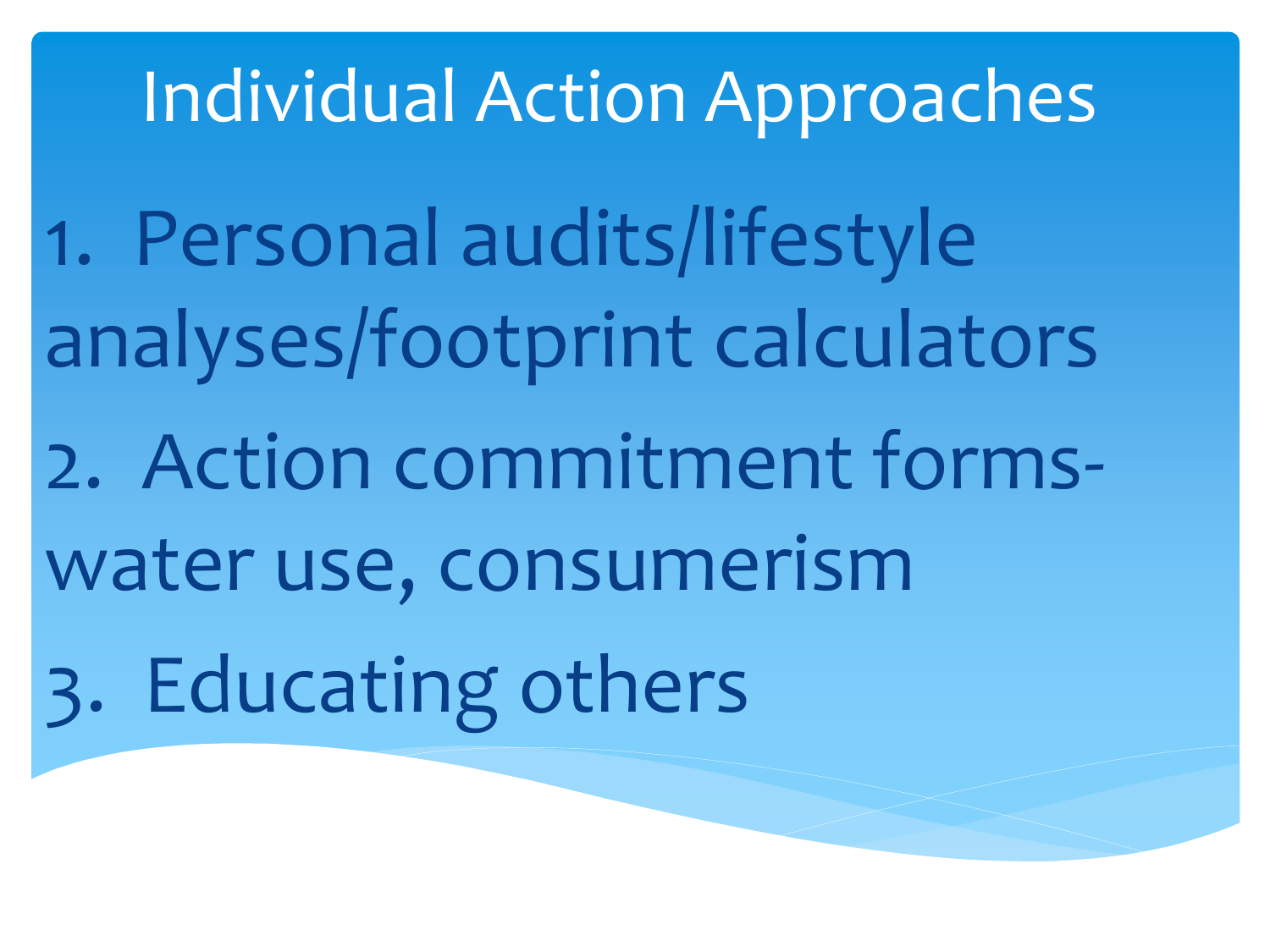# Individual Action Approaches

1. Personal audits/lifestyle analyses/footprint calculators
2. Action commitment forms- water use, consumerism
3. Educating others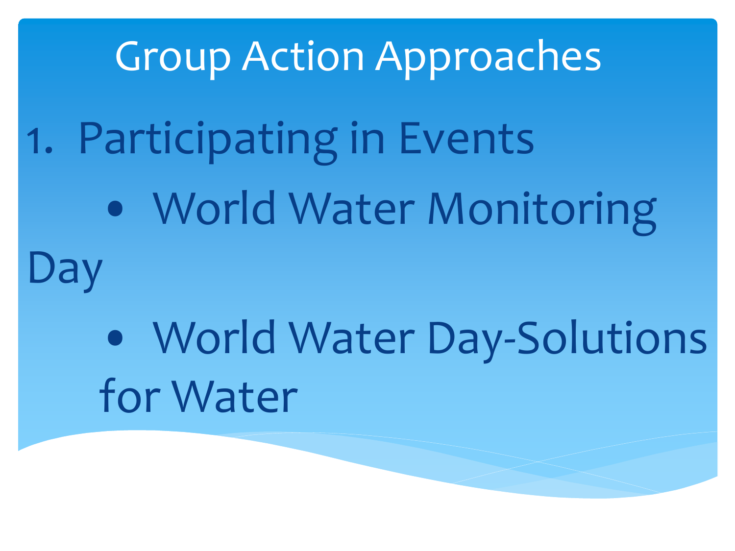# Group Action Approaches

1. Participating in Events
    - World Water Monitoring Day
    - World Water Day-Solutions for Water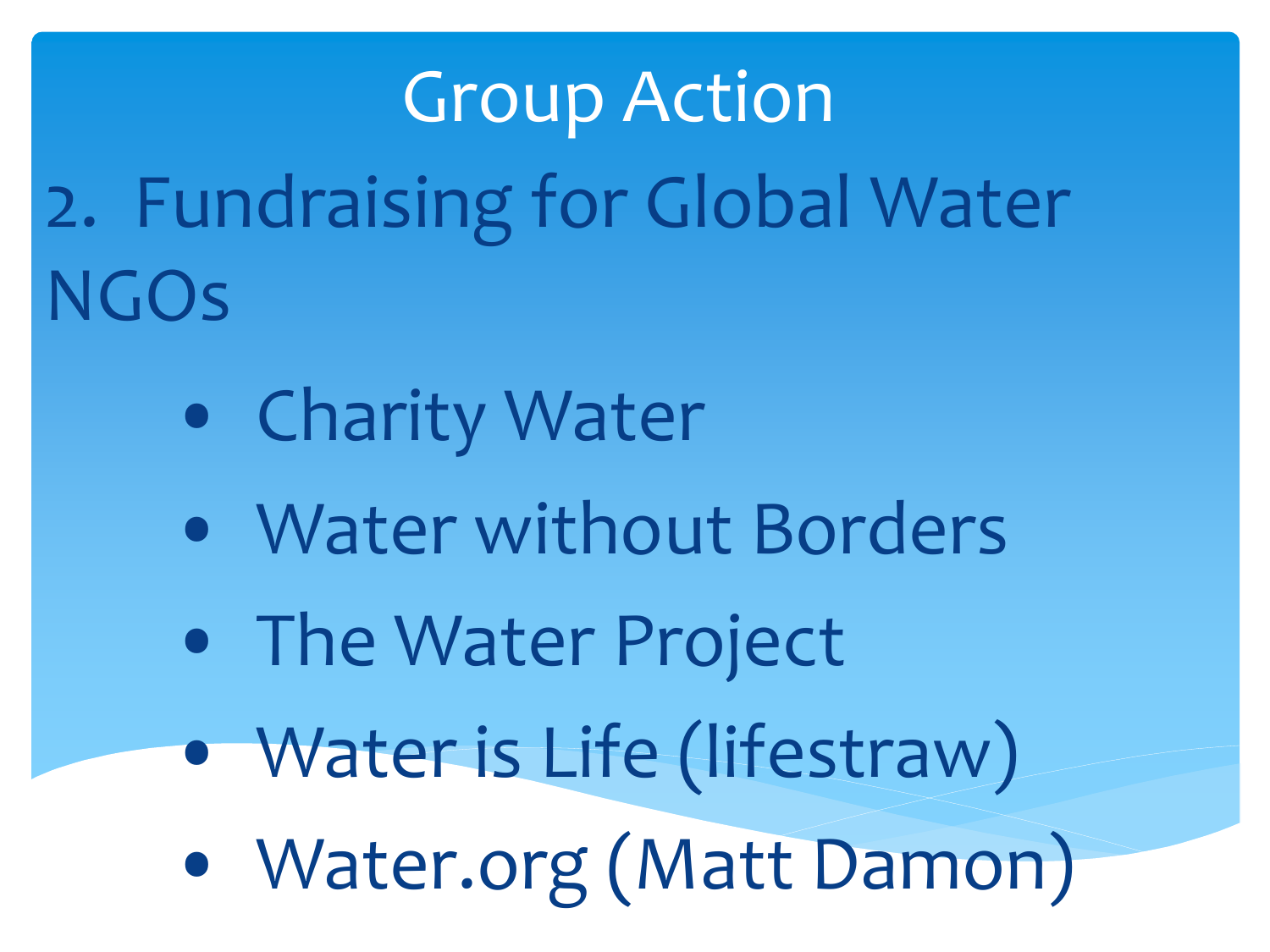# Group Action

## 2. Fundraising for Global Water NGOs

- Charity Water
- Water without Borders
- The Water Project
- Water is Life (lifestraw)
- Water.org (Matt Damon)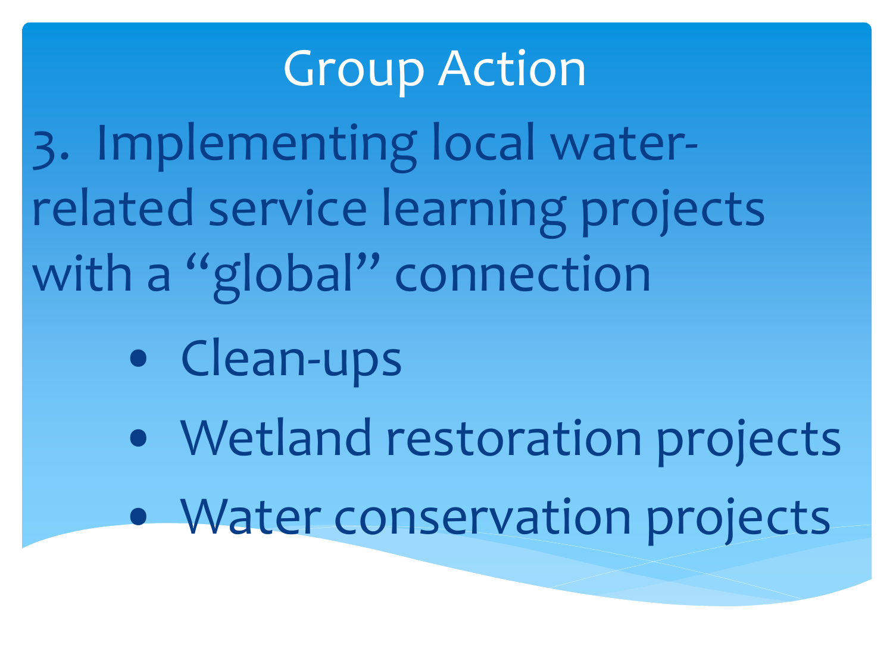# Group Action

3. Implementing local water-related service learning projects with a "global" connection

- Clean-ups
- Wetland restoration projects
- Water conservation projects